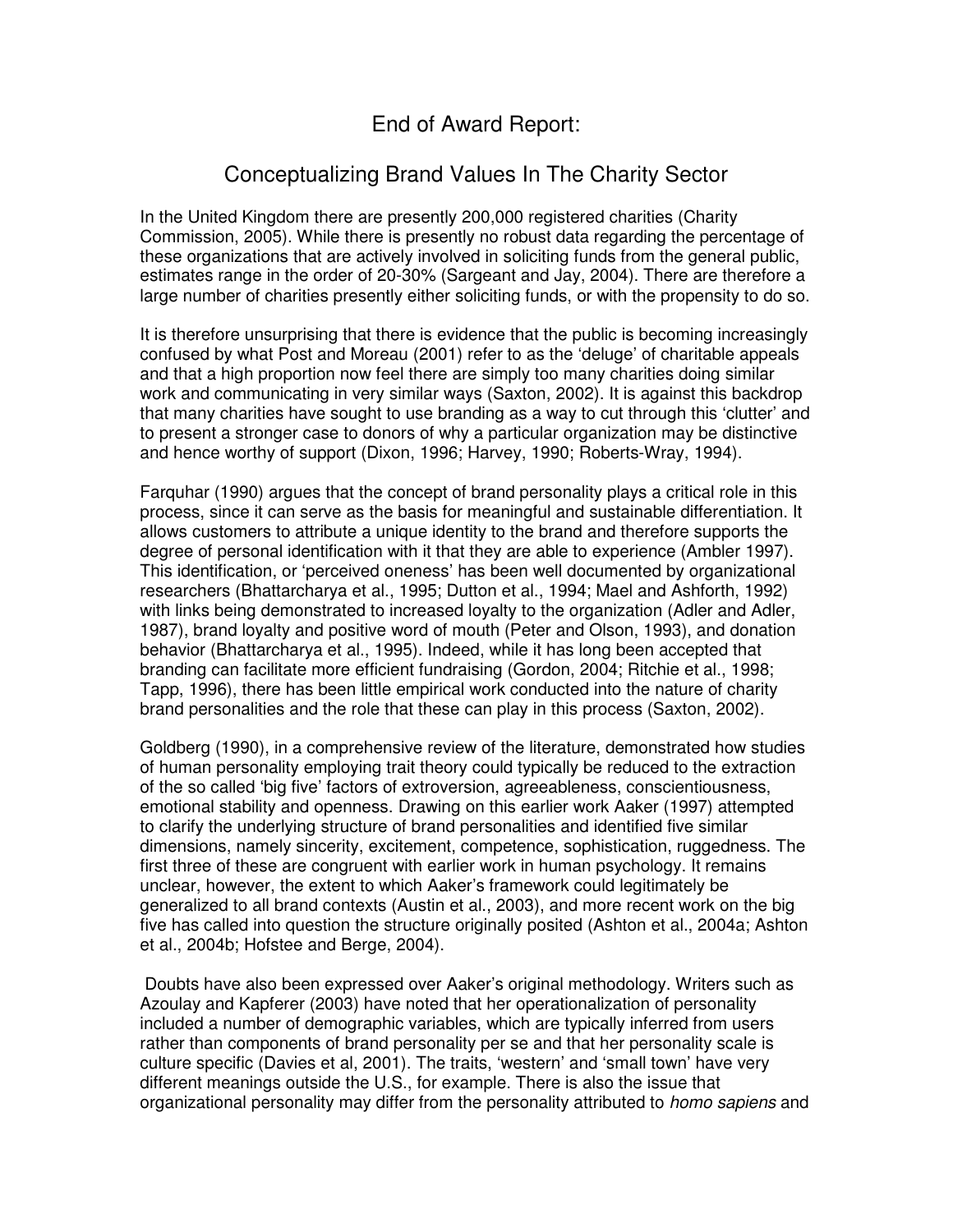# End of Award Report:

## Conceptualizing Brand Values In The Charity Sector

In the United Kingdom there are presently 200,000 registered charities (Charity Commission, 2005). While there is presently no robust data regarding the percentage of these organizations that are actively involved in soliciting funds from the general public, estimates range in the order of 20-30% (Sargeant and Jay, 2004). There are therefore a large number of charities presently either soliciting funds, or with the propensity to do so.

It is therefore unsurprising that there is evidence that the public is becoming increasingly confused by what Post and Moreau (2001) refer to as the 'deluge' of charitable appeals and that a high proportion now feel there are simply too many charities doing similar work and communicating in very similar ways (Saxton, 2002). It is against this backdrop that many charities have sought to use branding as a way to cut through this 'clutter' and to present a stronger case to donors of why a particular organization may be distinctive and hence worthy of support (Dixon, 1996; Harvey, 1990; Roberts-Wray, 1994).

Farquhar (1990) argues that the concept of brand personality plays a critical role in this process, since it can serve as the basis for meaningful and sustainable differentiation. It allows customers to attribute a unique identity to the brand and therefore supports the degree of personal identification with it that they are able to experience (Ambler 1997). This identification, or 'perceived oneness' has been well documented by organizational researchers (Bhattarcharya et al., 1995; Dutton et al., 1994; Mael and Ashforth, 1992) with links being demonstrated to increased loyalty to the organization (Adler and Adler, 1987), brand loyalty and positive word of mouth (Peter and Olson, 1993), and donation behavior (Bhattarcharya et al., 1995). Indeed, while it has long been accepted that branding can facilitate more efficient fundraising (Gordon, 2004; Ritchie et al., 1998; Tapp, 1996), there has been little empirical work conducted into the nature of charity brand personalities and the role that these can play in this process (Saxton, 2002).

Goldberg (1990), in a comprehensive review of the literature, demonstrated how studies of human personality employing trait theory could typically be reduced to the extraction of the so called 'big five' factors of extroversion, agreeableness, conscientiousness, emotional stability and openness. Drawing on this earlier work Aaker (1997) attempted to clarify the underlying structure of brand personalities and identified five similar dimensions, namely sincerity, excitement, competence, sophistication, ruggedness. The first three of these are congruent with earlier work in human psychology. It remains unclear, however, the extent to which Aaker's framework could legitimately be generalized to all brand contexts (Austin et al., 2003), and more recent work on the big five has called into question the structure originally posited (Ashton et al., 2004a; Ashton et al., 2004b; Hofstee and Berge, 2004).

Doubts have also been expressed over Aaker's original methodology. Writers such as Azoulay and Kapferer (2003) have noted that her operationalization of personality included a number of demographic variables, which are typically inferred from users rather than components of brand personality per se and that her personality scale is culture specific (Davies et al, 2001). The traits, 'western' and 'small town' have very different meanings outside the U.S., for example. There is also the issue that organizational personality may differ from the personality attributed to *homo sapiens* and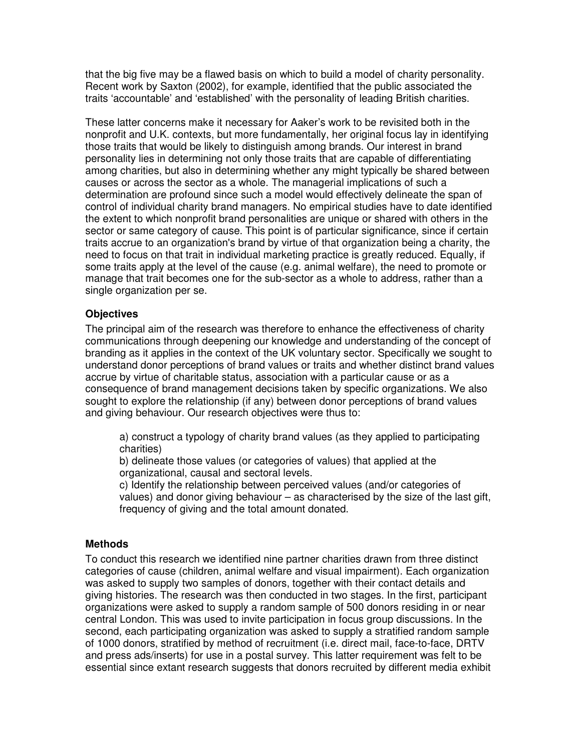that the big five may be a flawed basis on which to build a model of charity personality. Recent work by Saxton (2002), for example, identified that the public associated the traits 'accountable' and 'established' with the personality of leading British charities.

These latter concerns make it necessary for Aaker's work to be revisited both in the nonprofit and U.K. contexts, but more fundamentally, her original focus lay in identifying those traits that would be likely to distinguish among brands. Our interest in brand personality lies in determining not only those traits that are capable of differentiating among charities, but also in determining whether any might typically be shared between causes or across the sector as a whole. The managerial implications of such a determination are profound since such a model would effectively delineate the span of control of individual charity brand managers. No empirical studies have to date identified the extent to which nonprofit brand personalities are unique or shared with others in the sector or same category of cause. This point is of particular significance, since if certain traits accrue to an organization's brand by virtue of that organization being a charity, the need to focus on that trait in individual marketing practice is greatly reduced. Equally, if some traits apply at the level of the cause (e.g. animal welfare), the need to promote or manage that trait becomes one for the sub-sector as a whole to address, rather than a single organization per se.

### Objectives

The principal aim of the research was therefore to enhance the effectiveness of charity communications through deepening our knowledge and understanding of the concept of branding as it applies in the context of the UK voluntary sector. Specifically we sought to understand donor perceptions of brand values or traits and whether distinct brand values accrue by virtue of charitable status, association with a particular cause or as a consequence of brand management decisions taken by specific organizations. We also sought to explore the relationship (if any) between donor perceptions of brand values and giving behaviour. Our research objectives were thus to:

a) construct a typology of charity brand values (as they applied to participating charities)
b) delineate those values (or categories of values) that applied at the organizational, causal and sectoral levels.
c) Identify the relationship between perceived values (and/or categories of values) and donor giving behaviour – as characterised by the size of the last gift, frequency of giving and the total amount donated.

### Methods

To conduct this research we identified nine partner charities drawn from three distinct categories of cause (children, animal welfare and visual impairment). Each organization was asked to supply two samples of donors, together with their contact details and giving histories. The research was then conducted in two stages. In the first, participant organizations were asked to supply a random sample of 500 donors residing in or near central London. This was used to invite participation in focus group discussions. In the second, each participating organization was asked to supply a stratified random sample of 1000 donors, stratified by method of recruitment (i.e. direct mail, face-to-face, DRTV and press ads/inserts) for use in a postal survey. This latter requirement was felt to be essential since extant research suggests that donors recruited by different media exhibit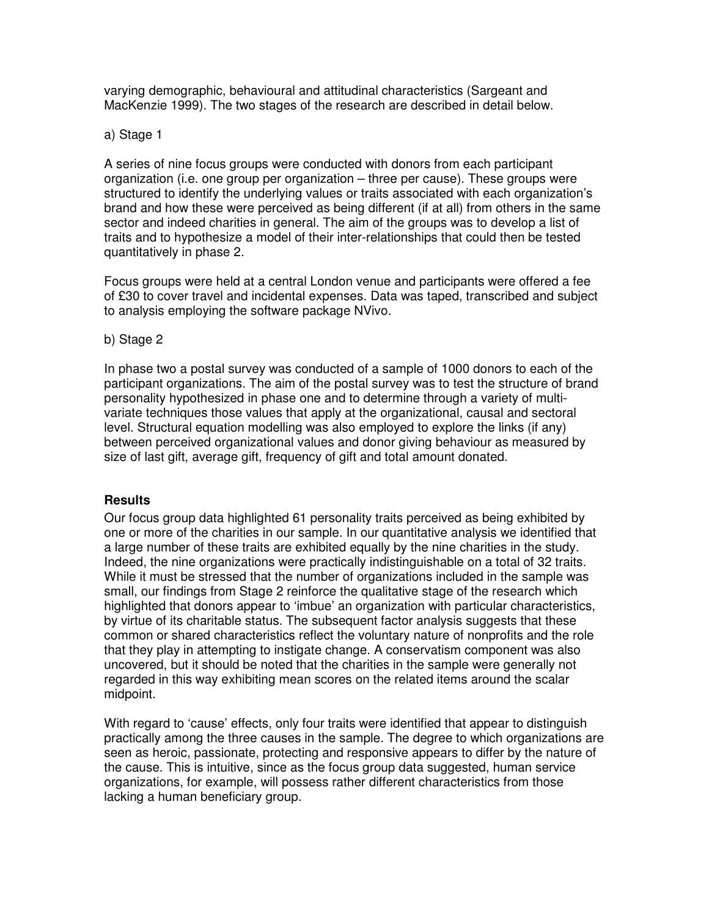varying demographic, behavioural and attitudinal characteristics (Sargeant and MacKenzie 1999). The two stages of the research are described in detail below.

a) Stage 1

A series of nine focus groups were conducted with donors from each participant organization (i.e. one group per organization – three per cause). These groups were structured to identify the underlying values or traits associated with each organization's brand and how these were perceived as being different (if at all) from others in the same sector and indeed charities in general. The aim of the groups was to develop a list of traits and to hypothesize a model of their inter-relationships that could then be tested quantitatively in phase 2.

Focus groups were held at a central London venue and participants were offered a fee of £30 to cover travel and incidental expenses. Data was taped, transcribed and subject to analysis employing the software package NVivo.

b) Stage 2

In phase two a postal survey was conducted of a sample of 1000 donors to each of the participant organizations. The aim of the postal survey was to test the structure of brand personality hypothesized in phase one and to determine through a variety of multi-variate techniques those values that apply at the organizational, causal and sectoral level. Structural equation modelling was also employed to explore the links (if any) between perceived organizational values and donor giving behaviour as measured by size of last gift, average gift, frequency of gift and total amount donated.

## Results

Our focus group data highlighted 61 personality traits perceived as being exhibited by one or more of the charities in our sample. In our quantitative analysis we identified that a large number of these traits are exhibited equally by the nine charities in the study. Indeed, the nine organizations were practically indistinguishable on a total of 32 traits. While it must be stressed that the number of organizations included in the sample was small, our findings from Stage 2 reinforce the qualitative stage of the research which highlighted that donors appear to 'imbue' an organization with particular characteristics, by virtue of its charitable status. The subsequent factor analysis suggests that these common or shared characteristics reflect the voluntary nature of nonprofits and the role that they play in attempting to instigate change. A conservatism component was also uncovered, but it should be noted that the charities in the sample were generally not regarded in this way exhibiting mean scores on the related items around the scalar midpoint.

With regard to 'cause' effects, only four traits were identified that appear to distinguish practically among the three causes in the sample. The degree to which organizations are seen as heroic, passionate, protecting and responsive appears to differ by the nature of the cause. This is intuitive, since as the focus group data suggested, human service organizations, for example, will possess rather different characteristics from those lacking a human beneficiary group.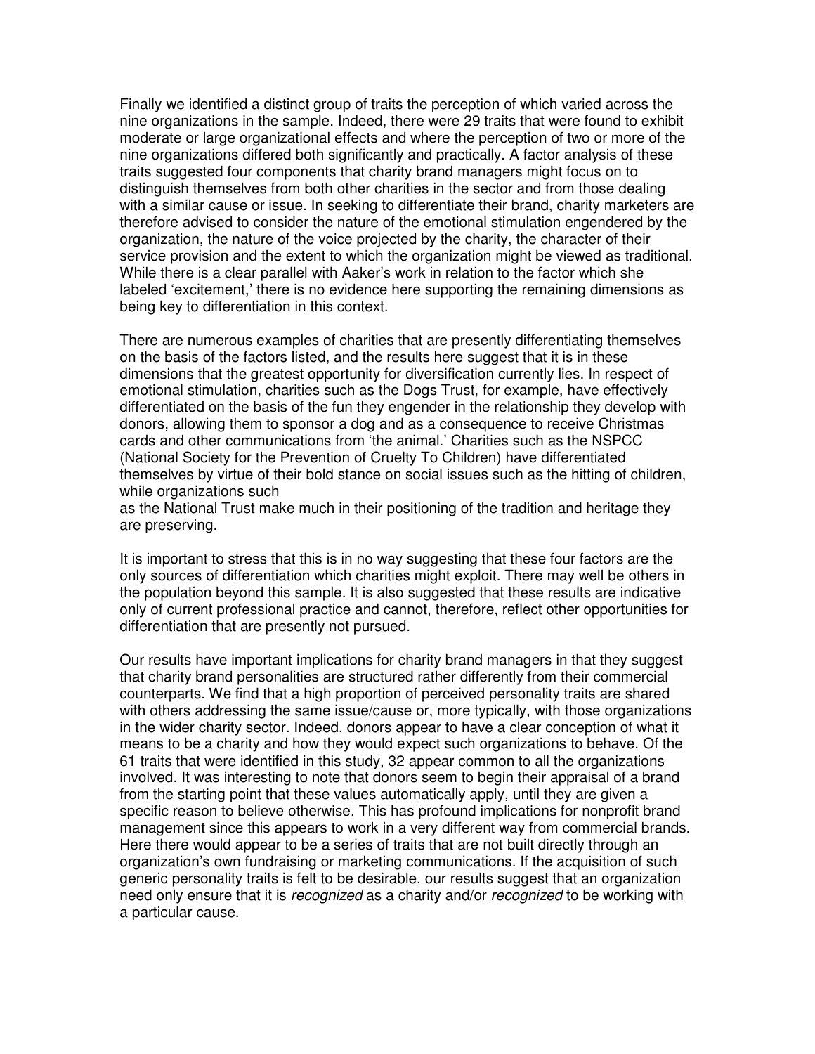Finally we identified a distinct group of traits the perception of which varied across the nine organizations in the sample. Indeed, there were 29 traits that were found to exhibit moderate or large organizational effects and where the perception of two or more of the nine organizations differed both significantly and practically. A factor analysis of these traits suggested four components that charity brand managers might focus on to distinguish themselves from both other charities in the sector and from those dealing with a similar cause or issue. In seeking to differentiate their brand, charity marketers are therefore advised to consider the nature of the emotional stimulation engendered by the organization, the nature of the voice projected by the charity, the character of their service provision and the extent to which the organization might be viewed as traditional. While there is a clear parallel with Aaker's work in relation to the factor which she labeled 'excitement,' there is no evidence here supporting the remaining dimensions as being key to differentiation in this context.

There are numerous examples of charities that are presently differentiating themselves on the basis of the factors listed, and the results here suggest that it is in these dimensions that the greatest opportunity for diversification currently lies. In respect of emotional stimulation, charities such as the Dogs Trust, for example, have effectively differentiated on the basis of the fun they engender in the relationship they develop with donors, allowing them to sponsor a dog and as a consequence to receive Christmas cards and other communications from 'the animal.' Charities such as the NSPCC (National Society for the Prevention of Cruelty To Children) have differentiated themselves by virtue of their bold stance on social issues such as the hitting of children, while organizations such as the National Trust make much in their positioning of the tradition and heritage they are preserving.

It is important to stress that this is in no way suggesting that these four factors are the only sources of differentiation which charities might exploit. There may well be others in the population beyond this sample. It is also suggested that these results are indicative only of current professional practice and cannot, therefore, reflect other opportunities for differentiation that are presently not pursued.

Our results have important implications for charity brand managers in that they suggest that charity brand personalities are structured rather differently from their commercial counterparts. We find that a high proportion of perceived personality traits are shared with others addressing the same issue/cause or, more typically, with those organizations in the wider charity sector. Indeed, donors appear to have a clear conception of what it means to be a charity and how they would expect such organizations to behave. Of the 61 traits that were identified in this study, 32 appear common to all the organizations involved. It was interesting to note that donors seem to begin their appraisal of a brand from the starting point that these values automatically apply, until they are given a specific reason to believe otherwise. This has profound implications for nonprofit brand management since this appears to work in a very different way from commercial brands. Here there would appear to be a series of traits that are not built directly through an organization's own fundraising or marketing communications. If the acquisition of such generic personality traits is felt to be desirable, our results suggest that an organization need only ensure that it is *recognized* as a charity and/or *recognized* to be working with a particular cause.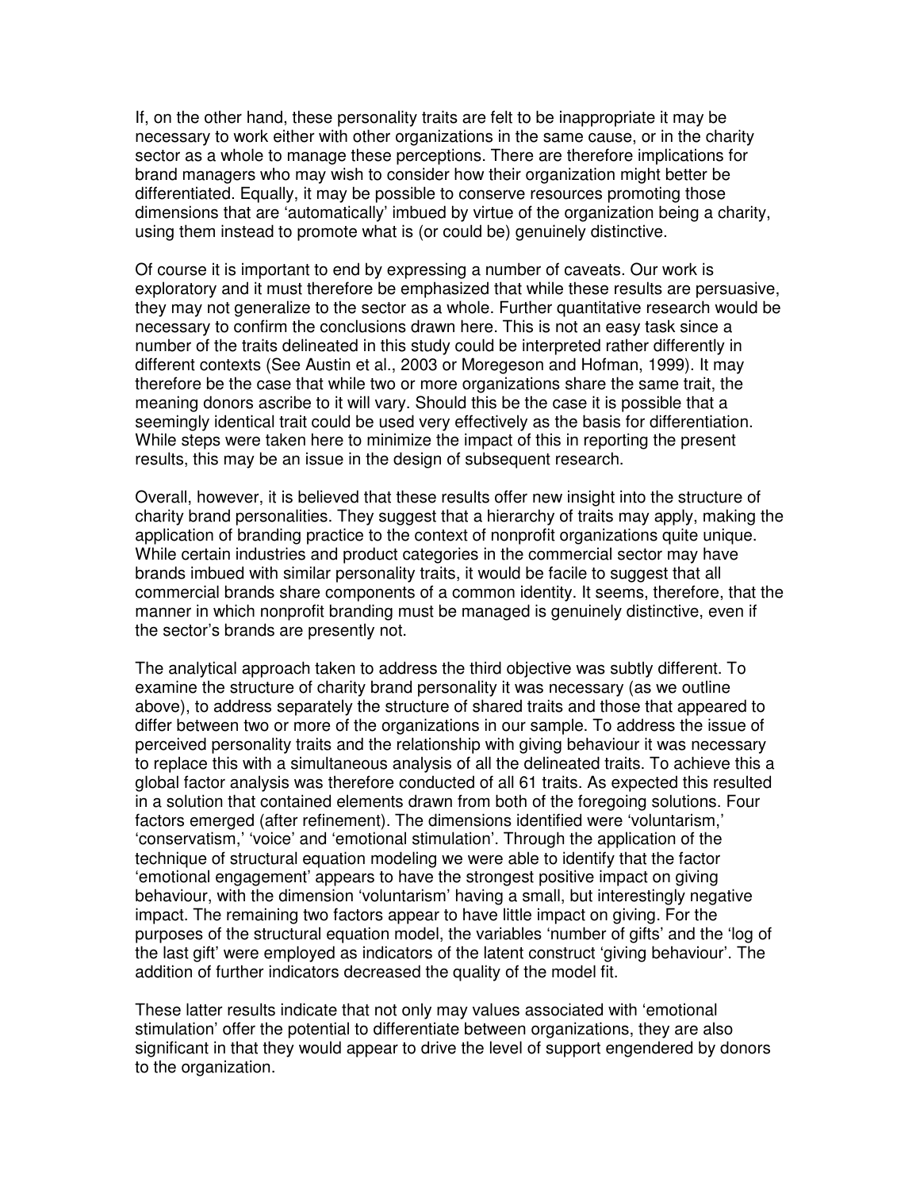If, on the other hand, these personality traits are felt to be inappropriate it may be necessary to work either with other organizations in the same cause, or in the charity sector as a whole to manage these perceptions. There are therefore implications for brand managers who may wish to consider how their organization might better be differentiated. Equally, it may be possible to conserve resources promoting those dimensions that are 'automatically' imbued by virtue of the organization being a charity, using them instead to promote what is (or could be) genuinely distinctive.

Of course it is important to end by expressing a number of caveats. Our work is exploratory and it must therefore be emphasized that while these results are persuasive, they may not generalize to the sector as a whole. Further quantitative research would be necessary to confirm the conclusions drawn here. This is not an easy task since a number of the traits delineated in this study could be interpreted rather differently in different contexts (See Austin et al., 2003 or Moregeson and Hofman, 1999). It may therefore be the case that while two or more organizations share the same trait, the meaning donors ascribe to it will vary. Should this be the case it is possible that a seemingly identical trait could be used very effectively as the basis for differentiation. While steps were taken here to minimize the impact of this in reporting the present results, this may be an issue in the design of subsequent research.

Overall, however, it is believed that these results offer new insight into the structure of charity brand personalities. They suggest that a hierarchy of traits may apply, making the application of branding practice to the context of nonprofit organizations quite unique. While certain industries and product categories in the commercial sector may have brands imbued with similar personality traits, it would be facile to suggest that all commercial brands share components of a common identity. It seems, therefore, that the manner in which nonprofit branding must be managed is genuinely distinctive, even if the sector's brands are presently not.

The analytical approach taken to address the third objective was subtly different. To examine the structure of charity brand personality it was necessary (as we outline above), to address separately the structure of shared traits and those that appeared to differ between two or more of the organizations in our sample. To address the issue of perceived personality traits and the relationship with giving behaviour it was necessary to replace this with a simultaneous analysis of all the delineated traits. To achieve this a global factor analysis was therefore conducted of all 61 traits. As expected this resulted in a solution that contained elements drawn from both of the foregoing solutions. Four factors emerged (after refinement). The dimensions identified were 'voluntarism,' 'conservatism,' 'voice' and 'emotional stimulation'. Through the application of the technique of structural equation modeling we were able to identify that the factor 'emotional engagement' appears to have the strongest positive impact on giving behaviour, with the dimension 'voluntarism' having a small, but interestingly negative impact. The remaining two factors appear to have little impact on giving. For the purposes of the structural equation model, the variables 'number of gifts' and the 'log of the last gift' were employed as indicators of the latent construct 'giving behaviour'. The addition of further indicators decreased the quality of the model fit.

These latter results indicate that not only may values associated with 'emotional stimulation' offer the potential to differentiate between organizations, they are also significant in that they would appear to drive the level of support engendered by donors to the organization.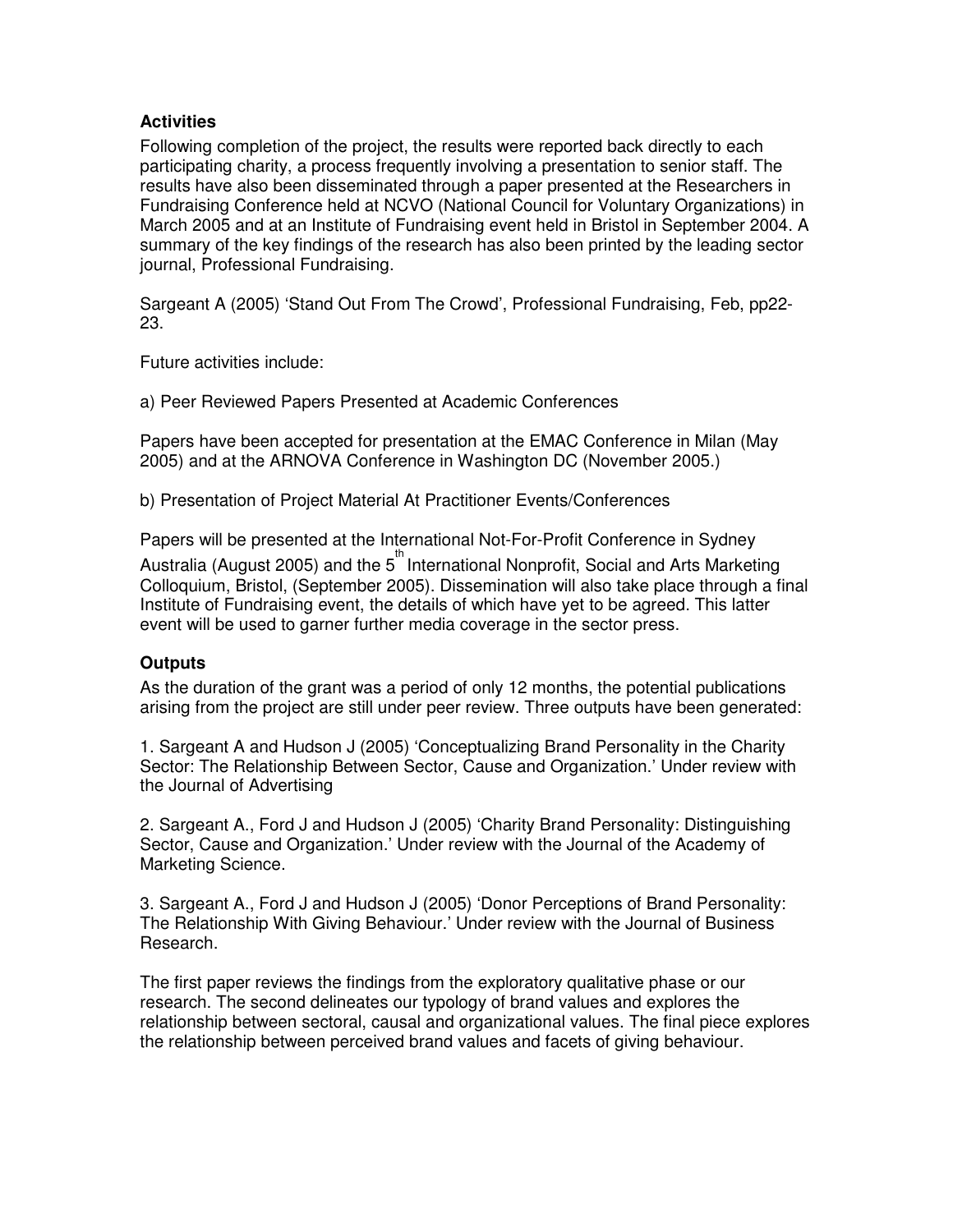## Activities

Following completion of the project, the results were reported back directly to each participating charity, a process frequently involving a presentation to senior staff. The results have also been disseminated through a paper presented at the Researchers in Fundraising Conference held at NCVO (National Council for Voluntary Organizations) in March 2005 and at an Institute of Fundraising event held in Bristol in September 2004. A summary of the key findings of the research has also been printed by the leading sector journal, Professional Fundraising.

Sargeant A (2005) 'Stand Out From The Crowd', Professional Fundraising, Feb, pp22-23.

Future activities include:

a) Peer Reviewed Papers Presented at Academic Conferences

Papers have been accepted for presentation at the EMAC Conference in Milan (May 2005) and at the ARNOVA Conference in Washington DC (November 2005.)

b) Presentation of Project Material At Practitioner Events/Conferences

Papers will be presented at the International Not-For-Profit Conference in Sydney Australia (August 2005) and the 5th International Nonprofit, Social and Arts Marketing Colloquium, Bristol, (September 2005). Dissemination will also take place through a final Institute of Fundraising event, the details of which have yet to be agreed. This latter event will be used to garner further media coverage in the sector press.

## Outputs

As the duration of the grant was a period of only 12 months, the potential publications arising from the project are still under peer review. Three outputs have been generated:

1. Sargeant A and Hudson J (2005) 'Conceptualizing Brand Personality in the Charity Sector: The Relationship Between Sector, Cause and Organization.' Under review with the Journal of Advertising

2. Sargeant A., Ford J and Hudson J (2005) 'Charity Brand Personality: Distinguishing Sector, Cause and Organization.' Under review with the Journal of the Academy of Marketing Science.

3. Sargeant A., Ford J and Hudson J (2005) 'Donor Perceptions of Brand Personality: The Relationship With Giving Behaviour.' Under review with the Journal of Business Research.

The first paper reviews the findings from the exploratory qualitative phase or our research. The second delineates our typology of brand values and explores the relationship between sectoral, causal and organizational values. The final piece explores the relationship between perceived brand values and facets of giving behaviour.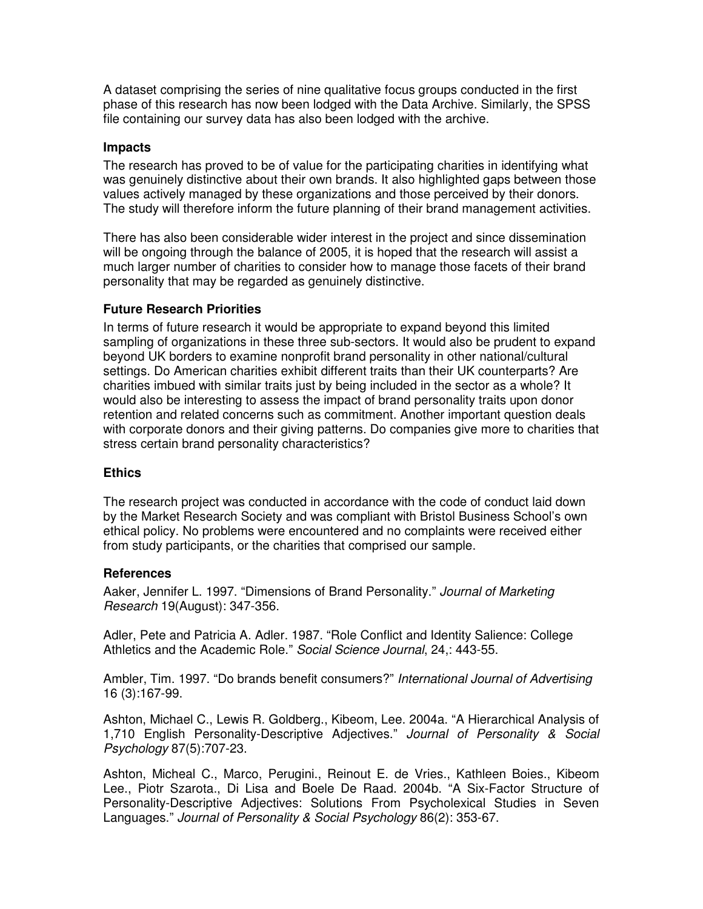A dataset comprising the series of nine qualitative focus groups conducted in the first phase of this research has now been lodged with the Data Archive. Similarly, the SPSS file containing our survey data has also been lodged with the archive.

### Impacts

The research has proved to be of value for the participating charities in identifying what was genuinely distinctive about their own brands. It also highlighted gaps between those values actively managed by these organizations and those perceived by their donors. The study will therefore inform the future planning of their brand management activities.

There has also been considerable wider interest in the project and since dissemination will be ongoing through the balance of 2005, it is hoped that the research will assist a much larger number of charities to consider how to manage those facets of their brand personality that may be regarded as genuinely distinctive.

### Future Research Priorities

In terms of future research it would be appropriate to expand beyond this limited sampling of organizations in these three sub-sectors. It would also be prudent to expand beyond UK borders to examine nonprofit brand personality in other national/cultural settings. Do American charities exhibit different traits than their UK counterparts? Are charities imbued with similar traits just by being included in the sector as a whole? It would also be interesting to assess the impact of brand personality traits upon donor retention and related concerns such as commitment. Another important question deals with corporate donors and their giving patterns. Do companies give more to charities that stress certain brand personality characteristics?

### Ethics

The research project was conducted in accordance with the code of conduct laid down by the Market Research Society and was compliant with Bristol Business School's own ethical policy. No problems were encountered and no complaints were received either from study participants, or the charities that comprised our sample.

### References

Aaker, Jennifer L. 1997. "Dimensions of Brand Personality." *Journal of Marketing Research* 19(August): 347-356.

Adler, Pete and Patricia A. Adler. 1987. "Role Conflict and Identity Salience: College Athletics and the Academic Role." *Social Science Journal*, 24,: 443-55.

Ambler, Tim. 1997. "Do brands benefit consumers?" *International Journal of Advertising* 16 (3):167-99.

Ashton, Michael C., Lewis R. Goldberg., Kibeom, Lee. 2004a. "A Hierarchical Analysis of 1,710 English Personality-Descriptive Adjectives." *Journal of Personality & Social Psychology* 87(5):707-23.

Ashton, Micheal C., Marco, Perugini., Reinout E. de Vries., Kathleen Boies., Kibeom Lee., Piotr Szarota., Di Lisa and Boele De Raad. 2004b. "A Six-Factor Structure of Personality-Descriptive Adjectives: Solutions From Psycholexical Studies in Seven Languages." *Journal of Personality & Social Psychology* 86(2): 353-67.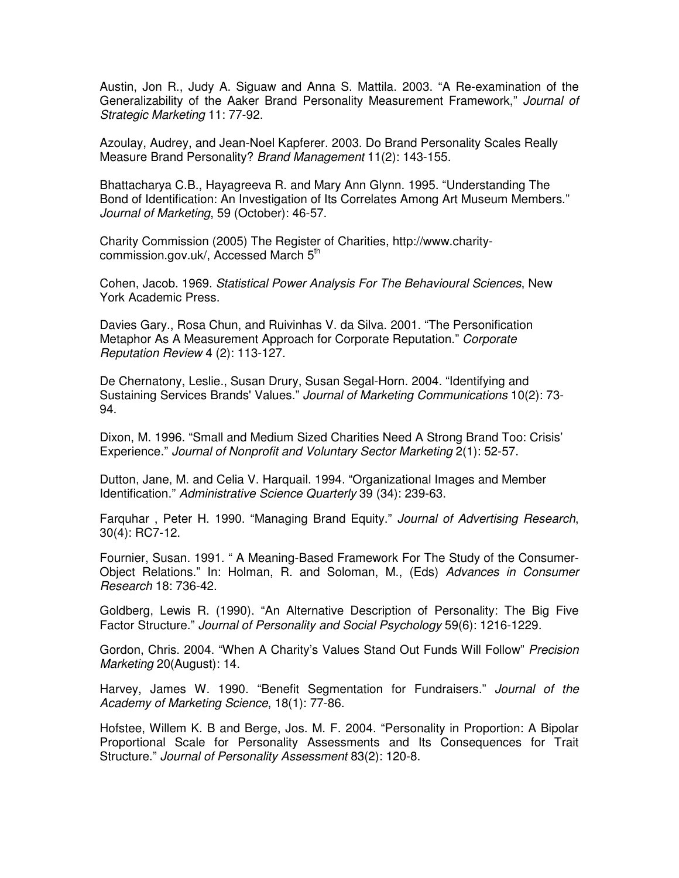Austin, Jon R., Judy A. Siguaw and Anna S. Mattila. 2003. "A Re-examination of the Generalizability of the Aaker Brand Personality Measurement Framework," *Journal of Strategic Marketing* 11: 77-92.

Azoulay, Audrey, and Jean-Noel Kapferer. 2003. Do Brand Personality Scales Really Measure Brand Personality? *Brand Management* 11(2): 143-155.

Bhattacharya C.B., Hayagreeva R. and Mary Ann Glynn. 1995. "Understanding The Bond of Identification: An Investigation of Its Correlates Among Art Museum Members." *Journal of Marketing*, 59 (October): 46-57.

Charity Commission (2005) The Register of Charities, http://www.charity-commission.gov.uk/, Accessed March 5th

Cohen, Jacob. 1969. *Statistical Power Analysis For The Behavioural Sciences*, New York Academic Press.

Davies Gary., Rosa Chun, and Ruivinhas V. da Silva. 2001. "The Personification Metaphor As A Measurement Approach for Corporate Reputation." *Corporate Reputation Review* 4 (2): 113-127.

De Chernatony, Leslie., Susan Drury, Susan Segal-Horn. 2004. "Identifying and Sustaining Services Brands' Values." *Journal of Marketing Communications* 10(2): 73-94.

Dixon, M. 1996. "Small and Medium Sized Charities Need A Strong Brand Too: Crisis' Experience." *Journal of Nonprofit and Voluntary Sector Marketing* 2(1): 52-57.

Dutton, Jane, M. and Celia V. Harquail. 1994. "Organizational Images and Member Identification." *Administrative Science Quarterly* 39 (34): 239-63.

Farquhar , Peter H. 1990. "Managing Brand Equity." *Journal of Advertising Research*, 30(4): RC7-12.

Fournier, Susan. 1991. " A Meaning-Based Framework For The Study of the Consumer-Object Relations." In: Holman, R. and Soloman, M., (Eds) *Advances in Consumer Research* 18: 736-42.

Goldberg, Lewis R. (1990). "An Alternative Description of Personality: The Big Five Factor Structure." *Journal of Personality and Social Psychology* 59(6): 1216-1229.

Gordon, Chris. 2004. "When A Charity's Values Stand Out Funds Will Follow" *Precision Marketing* 20(August): 14.

Harvey, James W. 1990. "Benefit Segmentation for Fundraisers." *Journal of the Academy of Marketing Science*, 18(1): 77-86.

Hofstee, Willem K. B and Berge, Jos. M. F. 2004. "Personality in Proportion: A Bipolar Proportional Scale for Personality Assessments and Its Consequences for Trait Structure." *Journal of Personality Assessment* 83(2): 120-8.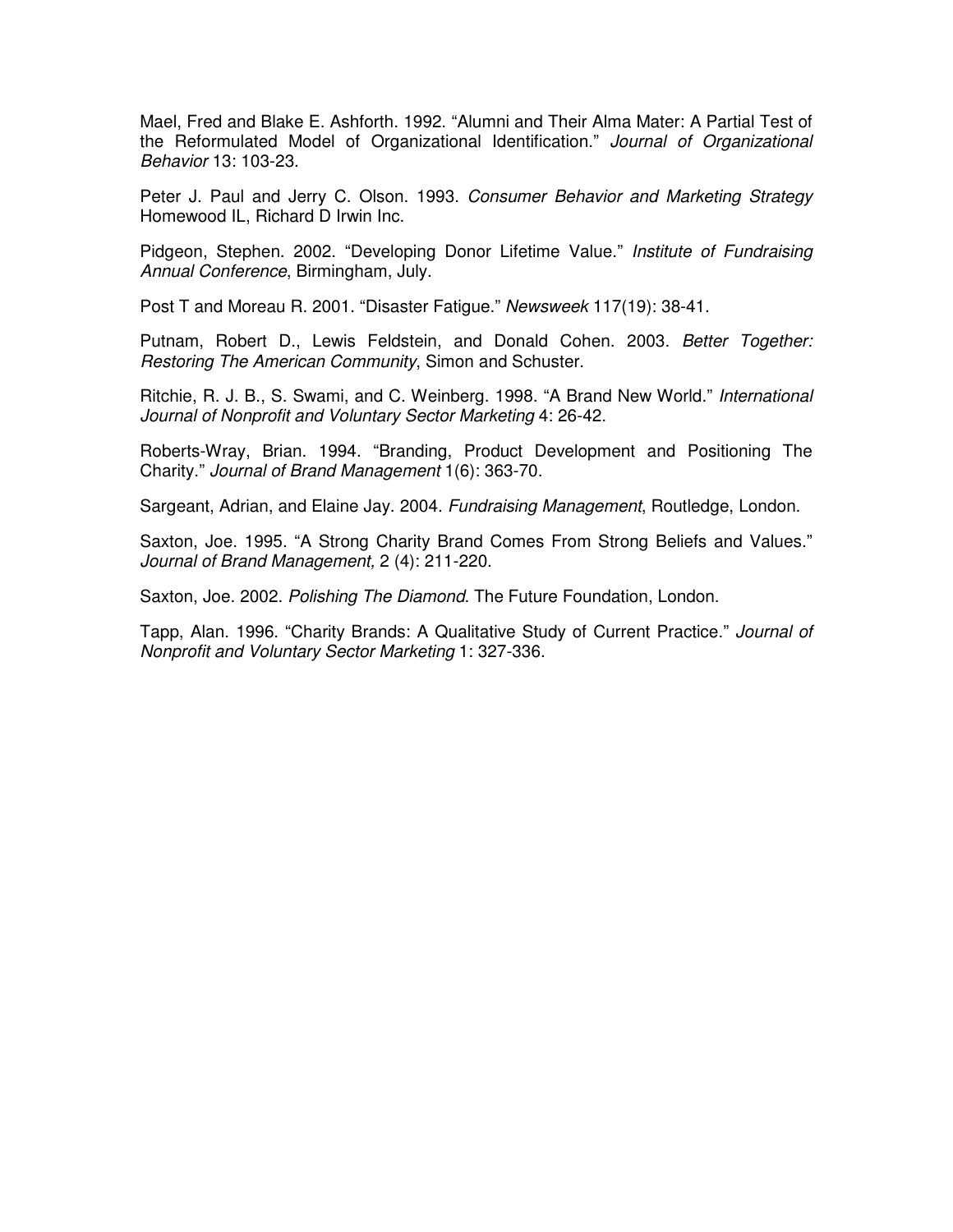Mael, Fred and Blake E. Ashforth. 1992. “Alumni and Their Alma Mater: A Partial Test of the Reformulated Model of Organizational Identification.” *Journal of Organizational Behavior* 13: 103-23.

Peter J. Paul and Jerry C. Olson. 1993. *Consumer Behavior and Marketing Strategy* Homewood IL, Richard D Irwin Inc.

Pidgeon, Stephen. 2002. “Developing Donor Lifetime Value.” *Institute of Fundraising Annual Conference*, Birmingham, July.

Post T and Moreau R. 2001. “Disaster Fatigue.” *Newsweek* 117(19): 38-41.

Putnam, Robert D., Lewis Feldstein, and Donald Cohen. 2003. *Better Together: Restoring The American Community*, Simon and Schuster.

Ritchie, R. J. B., S. Swami, and C. Weinberg. 1998. “A Brand New World.” *International Journal of Nonprofit and Voluntary Sector Marketing* 4: 26-42.

Roberts-Wray, Brian. 1994. “Branding, Product Development and Positioning The Charity.” *Journal of Brand Management* 1(6): 363-70.

Sargeant, Adrian, and Elaine Jay. 2004. *Fundraising Management*, Routledge, London.

Saxton, Joe. 1995. “A Strong Charity Brand Comes From Strong Beliefs and Values.” *Journal of Brand Management,* 2 (4): 211-220.

Saxton, Joe. 2002. *Polishing The Diamond*. The Future Foundation, London.

Tapp, Alan. 1996. “Charity Brands: A Qualitative Study of Current Practice.” *Journal of Nonprofit and Voluntary Sector Marketing* 1: 327-336.